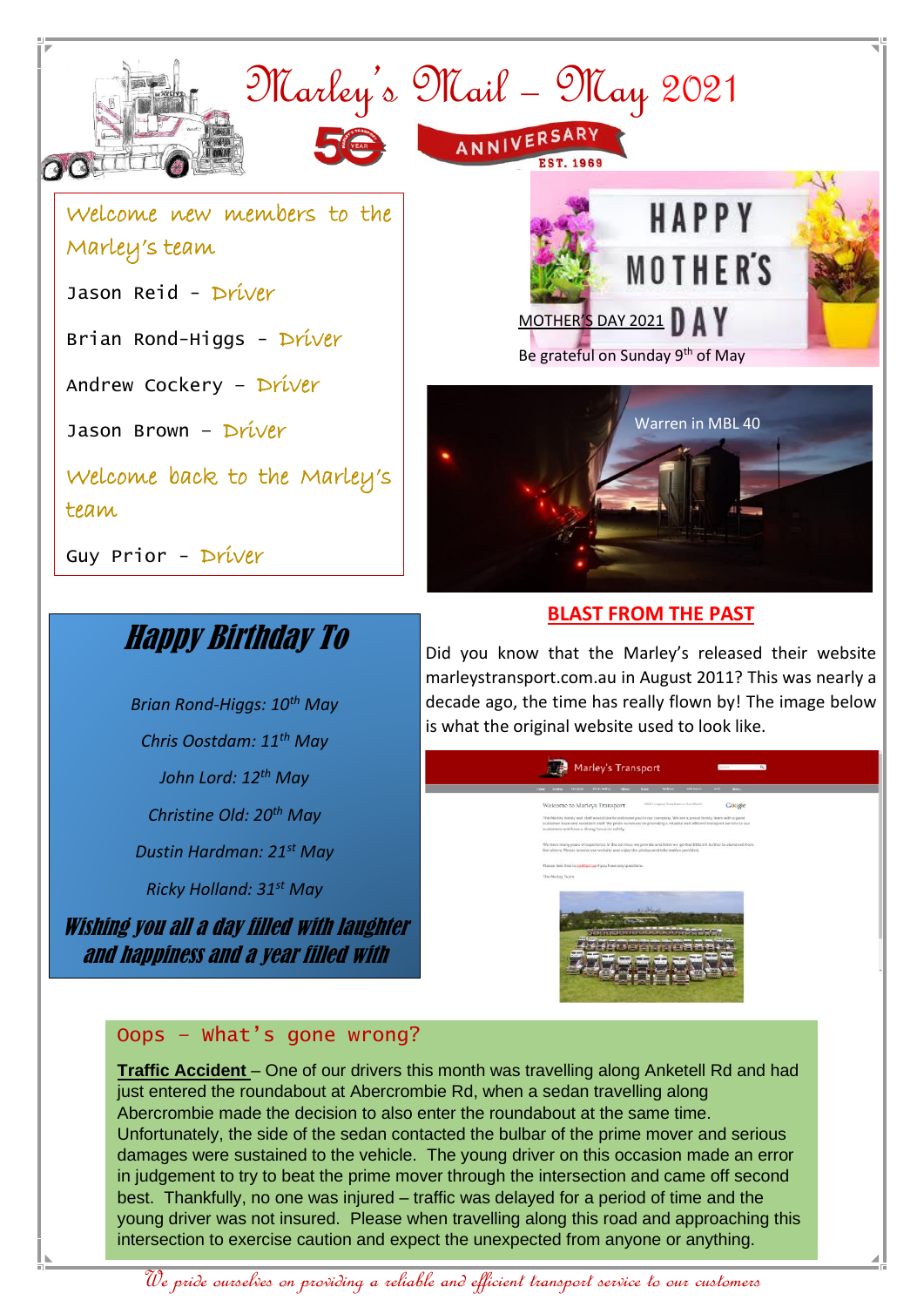# Marley's Mail – May 2021

ANNIVERSARY EST. 1969

## Welcome new members to the Marley's team

Jason Reid - Driver

Brian Rond-Higgs - Driver

Andrew Cockery – Driver

Jason Brown – Driver

## Welcome back to the Marley's team

Guy Prior - Driver

HAPPY MOTHER'S DAY

MOTHER'S DAY 2021

Be grateful on Sunday 9th of May

Warren in MBL 40

## Happy Birthday To

*Brian Rond-Higgs: 10th May*

*Chris Oostdam: 11th May*

*John Lord: 12th May*

*Christine Old: 20th May*

*Dustin Hardman: 21st May*

*Ricky Holland: 31st May*

***Wishing you all a day filled with laughter and happiness and a year filled with***

## BLAST FROM THE PAST

Did you know that the Marley's released their website marleystransport.com.au in August 2011? This was nearly a decade ago, the time has really flown by! The image below is what the original website used to look like.

## Oops – What's gone wrong?

**Traffic Accident** – One of our drivers this month was travelling along Anketell Rd and had just entered the roundabout at Abercrombie Rd, when a sedan travelling along Abercrombie made the decision to also enter the roundabout at the same time. Unfortunately, the side of the sedan contacted the bulbar of the prime mover and serious damages were sustained to the vehicle. The young driver on this occasion made an error in judgement to try to beat the prime mover through the intersection and came off second best. Thankfully, no one was injured – traffic was delayed for a period of time and the young driver was not insured. Please when travelling along this road and approaching this intersection to exercise caution and expect the unexpected from anyone or anything.

*We pride ourselves on providing a reliable and efficient transport service to our customers*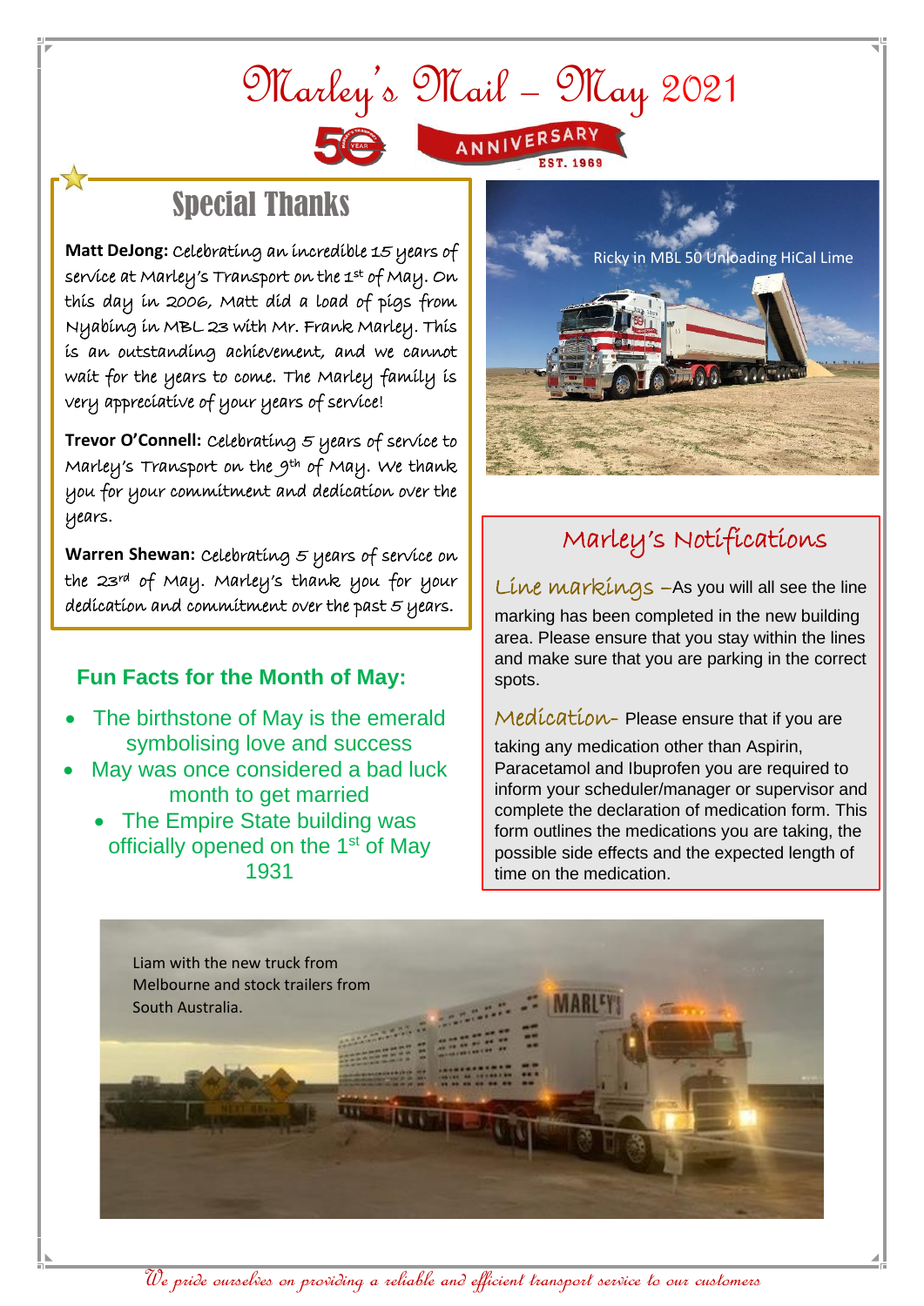# Marley's Mail – May 2021

ANNIVERSARY EST. 1969

## Special Thanks

**Matt DeJong:** Celebrating an incredible 15 years of service at Marley's Transport on the 1st of May. On this day in 2006, Matt did a load of pigs from Nyabing in MBL 23 with Mr. Frank Marley. This is an outstanding achievement, and we cannot wait for the years to come. The Marley family is very appreciative of your years of service!

**Trevor O'Connell:** Celebrating 5 years of service to Marley's Transport on the 9th of May. We thank you for your commitment and dedication over the years.

**Warren Shewan:** Celebrating 5 years of service on the 23rd of May. Marley's thank you for your dedication and commitment over the past 5 years.

Ricky in MBL 50 Unloading HiCal Lime

### Fun Facts for the Month of May:

- The birthstone of May is the emerald symbolising love and success
- May was once considered a bad luck month to get married
- The Empire State building was officially opened on the 1st of May 1931

## Marley's Notifications

**Line markings** – As you will all see the line marking has been completed in the new building area. Please ensure that you stay within the lines and make sure that you are parking in the correct spots.

**Medication** – Please ensure that if you are taking any medication other than Aspirin, Paracetamol and Ibuprofen you are required to inform your scheduler/manager or supervisor and complete the declaration of medication form. This form outlines the medications you are taking, the possible side effects and the expected length of time on the medication.

Liam with the new truck from Melbourne and stock trailers from South Australia.

*We pride ourselves on providing a reliable and efficient transport service to our customers*